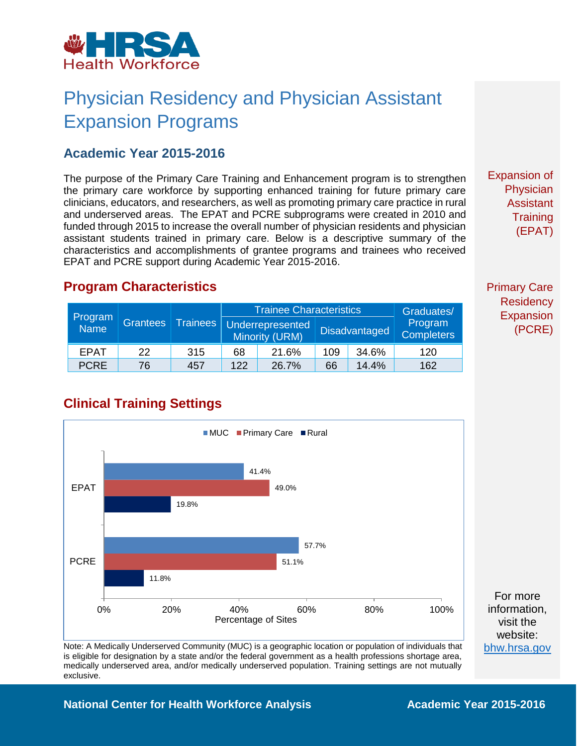HRSA Health Workforce

# Physician Residency and Physician Assistant Expansion Programs

## Academic Year 2015-2016

The purpose of the Primary Care Training and Enhancement program is to strengthen the primary care workforce by supporting enhanced training for future primary care clinicians, educators, and researchers, as well as promoting primary care practice in rural and underserved areas. The EPAT and PCRE subprograms were created in 2010 and funded through 2015 to increase the overall number of physician residents and physician assistant students trained in primary care. Below is a descriptive summary of the characteristics and accomplishments of grantee programs and trainees who received EPAT and PCRE support during Academic Year 2015-2016.

Expansion of Physician Assistant Training (EPAT)

Primary Care Residency Expansion (PCRE)

## Program Characteristics

| Program Name | Grantees | Trainees | Trainee Characteristics | | | | Graduates/ Program Completers |
|---|---|---|---|---|---|---|---|
| | | | Underrepresented Minority (URM) | | Disadvantaged | | |
| EPAT | 22 | 315 | 68 | 21.6% | 109 | 34.6% | 120 |
| PCRE | 76 | 457 | 122 | 26.7% | 66 | 14.4% | 162 |

## Clinical Training Settings

| | MUC | Primary Care | Rural |
|---|---|---|---|
| EPAT | 41.4% | 49.0% | 19.8% |
| PCRE | 57.7% | 51.1% | 11.8% |

Percentage of Sites

Note: A Medically Underserved Community (MUC) is a geographic location or population of individuals that is eligible for designation by a state and/or the federal government as a health professions shortage area, medically underserved area, and/or medically underserved population. Training settings are not mutually exclusive.

For more information, visit the website: bhw.hrsa.gov

National Center for Health Workforce Analysis

Academic Year 2015-2016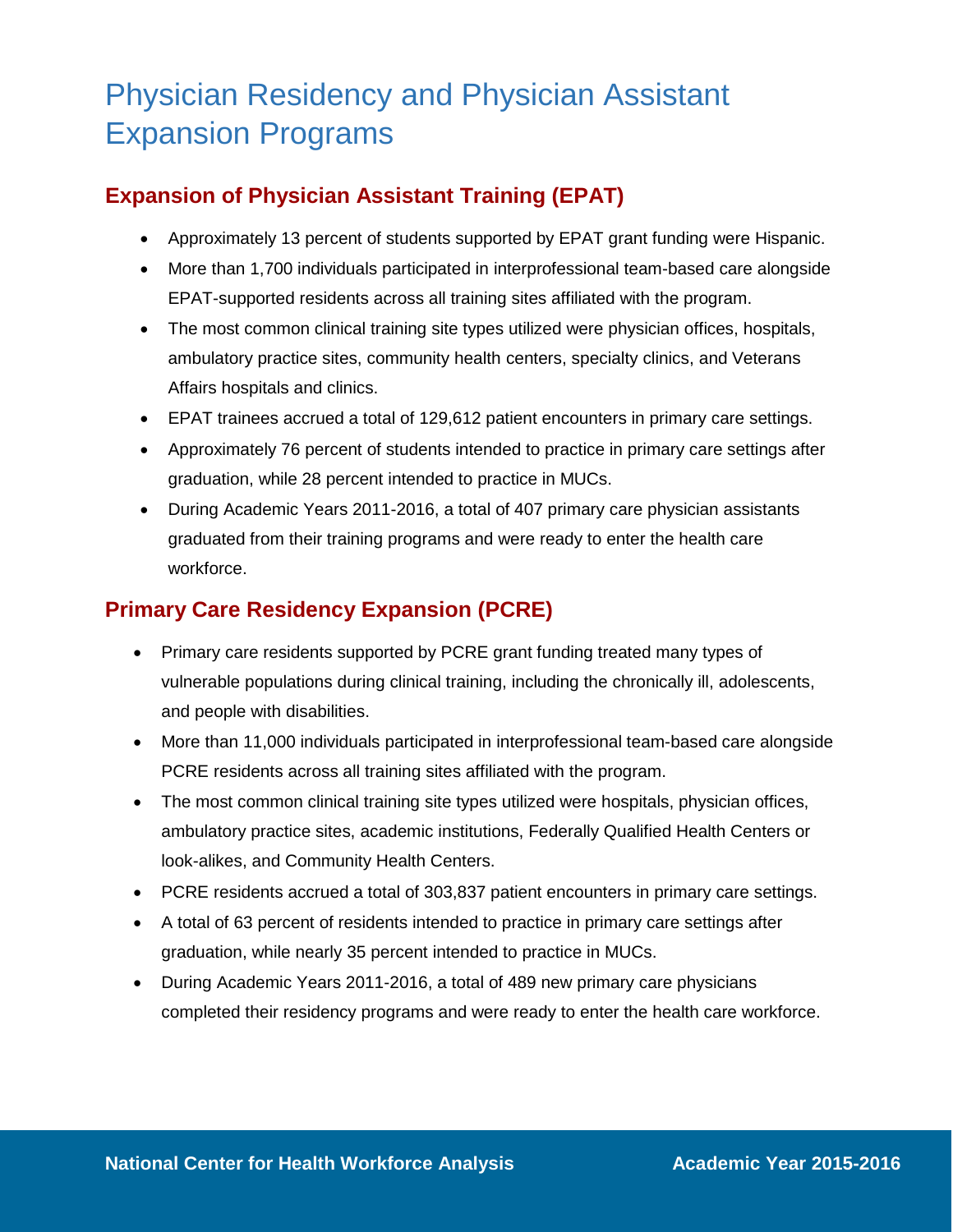# Physician Residency and Physician Assistant Expansion Programs

## Expansion of Physician Assistant Training (EPAT)

- Approximately 13 percent of students supported by EPAT grant funding were Hispanic.
- More than 1,700 individuals participated in interprofessional team-based care alongside EPAT-supported residents across all training sites affiliated with the program.
- The most common clinical training site types utilized were physician offices, hospitals, ambulatory practice sites, community health centers, specialty clinics, and Veterans Affairs hospitals and clinics.
- EPAT trainees accrued a total of 129,612 patient encounters in primary care settings.
- Approximately 76 percent of students intended to practice in primary care settings after graduation, while 28 percent intended to practice in MUCs.
- During Academic Years 2011-2016, a total of 407 primary care physician assistants graduated from their training programs and were ready to enter the health care workforce.

## Primary Care Residency Expansion (PCRE)

- Primary care residents supported by PCRE grant funding treated many types of vulnerable populations during clinical training, including the chronically ill, adolescents, and people with disabilities.
- More than 11,000 individuals participated in interprofessional team-based care alongside PCRE residents across all training sites affiliated with the program.
- The most common clinical training site types utilized were hospitals, physician offices, ambulatory practice sites, academic institutions, Federally Qualified Health Centers or look-alikes, and Community Health Centers.
- PCRE residents accrued a total of 303,837 patient encounters in primary care settings.
- A total of 63 percent of residents intended to practice in primary care settings after graduation, while nearly 35 percent intended to practice in MUCs.
- During Academic Years 2011-2016, a total of 489 new primary care physicians completed their residency programs and were ready to enter the health care workforce.